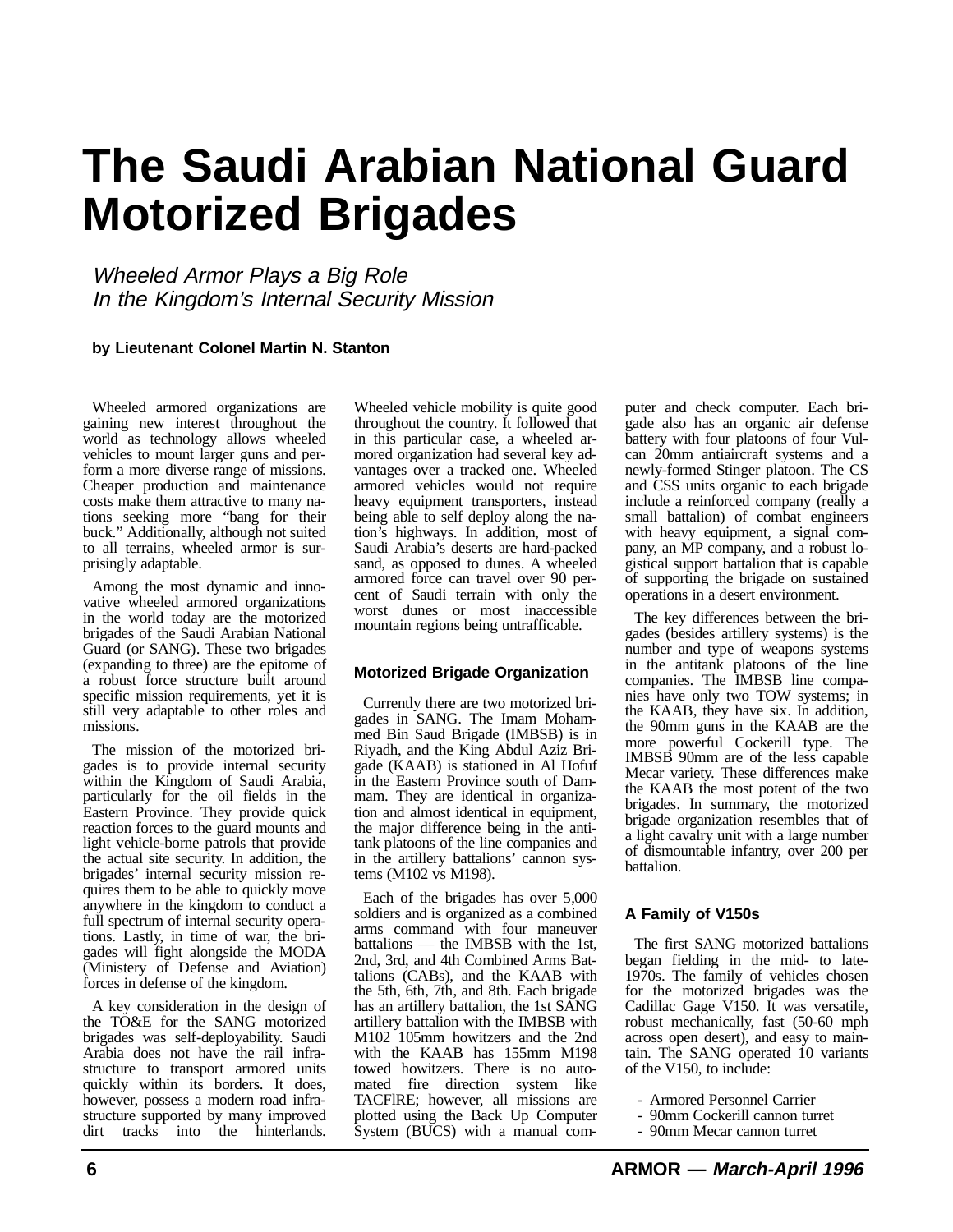# The Saudi Arabian National Guard Motorized Brigades

*Wheeled Armor Plays a Big Role In the Kingdom's Internal Security Mission*

**by Lieutenant Colonel Martin N. Stanton**

Wheeled armored organizations are gaining new interest throughout the world as technology allows wheeled vehicles to mount larger guns and perform a more diverse range of missions. Cheaper production and maintenance costs make them attractive to many nations seeking more "bang for their buck." Additionally, although not suited to all terrains, wheeled armor is surprisingly adaptable.

Among the most dynamic and innovative wheeled armored organizations in the world today are the motorized brigades of the Saudi Arabian National Guard (or SANG). These two brigades (expanding to three) are the epitome of a robust force structure built around specific mission requirements, yet it is still very adaptable to other roles and missions.

The mission of the motorized brigades is to provide internal security within the Kingdom of Saudi Arabia, particularly for the oil fields in the Eastern Province. They provide quick reaction forces to the guard mounts and light vehicle-borne patrols that provide the actual site security. In addition, the brigades' internal security mission requires them to be able to quickly move anywhere in the kingdom to conduct a full spectrum of internal security operations. Lastly, in time of war, the brigades will fight alongside the MODA (Ministery of Defense and Aviation) forces in defense of the kingdom.

A key consideration in the design of the TO&E for the SANG motorized brigades was self-deployability. Saudi Arabia does not have the rail infrastructure to transport armored units quickly within its borders. It does, however, possess a modern road infrastructure supported by many improved dirt tracks into the hinterlands. Wheeled vehicle mobility is quite good throughout the country. It followed that in this particular case, a wheeled armored organization had several key advantages over a tracked one. Wheeled armored vehicles would not require heavy equipment transporters, instead being able to self deploy along the nation's highways. In addition, most of Saudi Arabia's deserts are hard-packed sand, as opposed to dunes. A wheeled armored force can travel over 90 percent of Saudi terrain with only the worst dunes or most inaccessible mountain regions being untrafficable.

## Motorized Brigade Organization

Currently there are two motorized brigades in SANG. The Imam Mohammed Bin Saud Brigade (IMBSB) is in Riyadh, and the King Abdul Aziz Brigade (KAAB) is stationed in Al Hofuf in the Eastern Province south of Dammam. They are identical in organization and almost identical in equipment, the major difference being in the antitank platoons of the line companies and in the artillery battalions' cannon systems (M102 vs M198).

Each of the brigades has over 5,000 soldiers and is organized as a combined arms command with four maneuver battalions — the IMBSB with the 1st, 2nd, 3rd, and 4th Combined Arms Battalions (CABs), and the KAAB with the 5th, 6th, 7th, and 8th. Each brigade has an artillery battalion, the 1st SANG artillery battalion with the IMBSB with M102 105mm howitzers and the 2nd with the KAAB has 155mm M198 towed howitzers. There is no automated fire direction system like TACFIRE; however, all missions are plotted using the Back Up Computer System (BUCS) with a manual computer and check computer. Each brigade also has an organic air defense battery with four platoons of four Vulcan 20mm antiaircraft systems and a newly-formed Stinger platoon. The CS and CSS units organic to each brigade include a reinforced company (really a small battalion) of combat engineers with heavy equipment, a signal company, an MP company, and a robust logistical support battalion that is capable of supporting the brigade on sustained operations in a desert environment.

The key differences between the brigades (besides artillery systems) is the number and type of weapons systems in the antitank platoons of the line companies. The IMBSB line companies have only two TOW systems; in the KAAB, they have six. In addition, the 90mm guns in the KAAB are the more powerful Cockerill type. The IMBSB 90mm are of the less capable Mecar variety. These differences make the KAAB the most potent of the two brigades. In summary, the motorized brigade organization resembles that of a light cavalry unit with a large number of dismountable infantry, over 200 per battalion.

## A Family of V150s

The first SANG motorized battalions began fielding in the mid- to late-1970s. The family of vehicles chosen for the motorized brigades was the Cadillac Gage V150. It was versatile, robust mechanically, fast (50-60 mph across open desert), and easy to maintain. The SANG operated 10 variants of the V150, to include:

- Armored Personnel Carrier
- 90mm Cockerill cannon turret
- 90mm Mecar cannon turret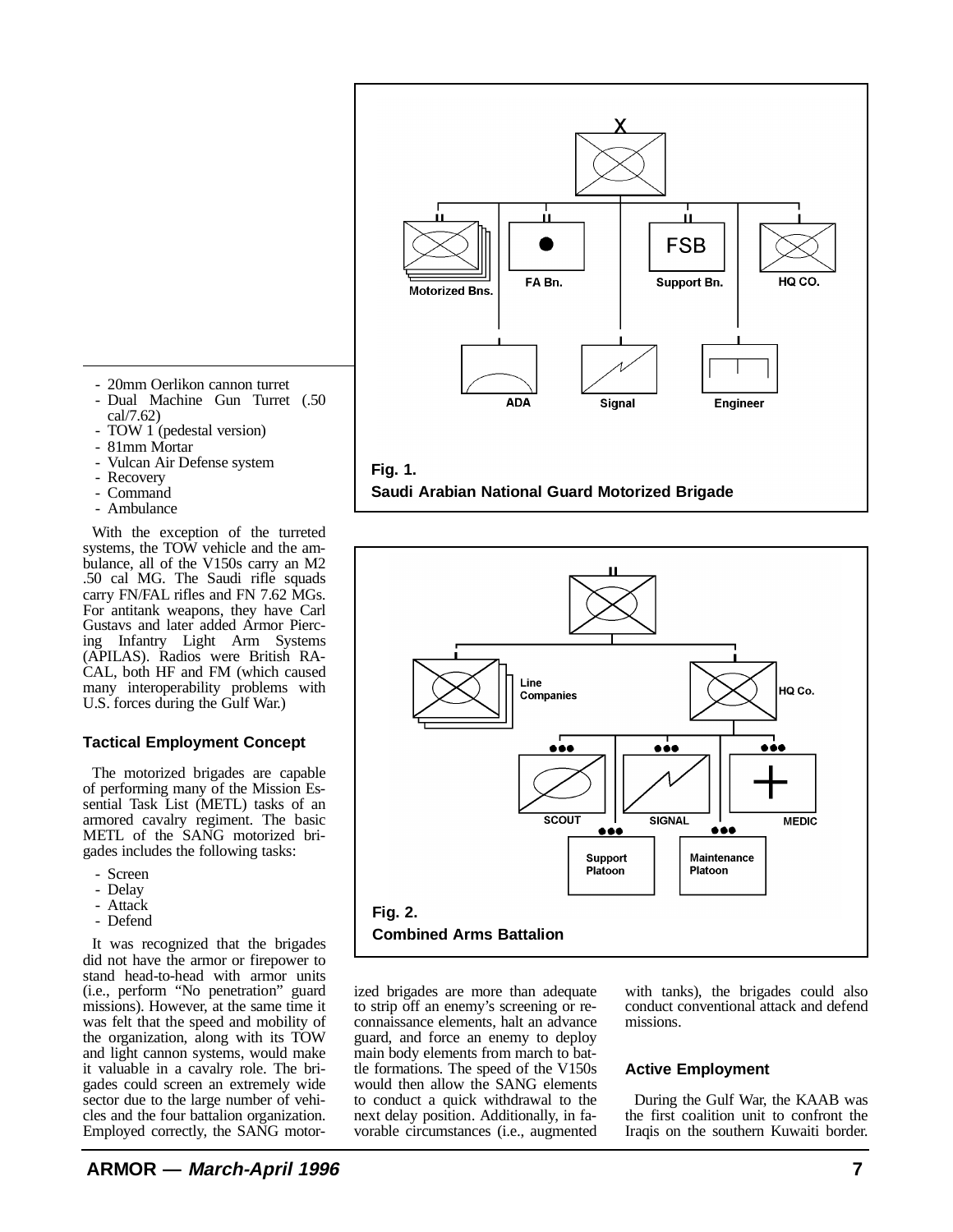- 20mm Oerlikon cannon turret
- Dual Machine Gun Turret (.50 cal/7.62)
- TOW 1 (pedestal version)
- 81mm Mortar
- Vulcan Air Defense system
- Recovery
- Command
- Ambulance

With the exception of the turreted systems, the TOW vehicle and the ambulance, all of the V150s carry an M2 .50 cal MG. The Saudi rifle squads carry FN/FAL rifles and FN 7.62 MGs. For antitank weapons, they have Carl Gustavs and later added Armor Piercing Infantry Light Arm Systems (APILAS). Radios were British RACAL, both HF and FM (which caused many interoperability problems with U.S. forces during the Gulf War.)

Fig. 1.
Saudi Arabian National Guard Motorized Brigade

Fig. 2.
Combined Arms Battalion

### Tactical Employment Concept

The motorized brigades are capable of performing many of the Mission Essential Task List (METL) tasks of an armored cavalry regiment. The basic METL of the SANG motorized brigades includes the following tasks:

- Screen
- Delay
- Attack
- Defend

It was recognized that the brigades did not have the armor or firepower to stand head-to-head with armor units (i.e., perform "No penetration" guard missions). However, at the same time it was felt that the speed and mobility of the organization, along with its TOW and light cannon systems, would make it valuable in a cavalry role. The brigades could screen an extremely wide sector due to the large number of vehicles and the four battalion organization. Employed correctly, the SANG motorized brigades are more than adequate to strip off an enemy's screening or reconnaissance elements, halt an advance guard, and force an enemy to deploy main body elements from march to battle formations. The speed of the V150s would then allow the SANG elements to conduct a quick withdrawal to the next delay position. Additionally, in favorable circumstances (i.e., augmented with tanks), the brigades could also conduct conventional attack and defend missions.

### Active Employment

During the Gulf War, the KAAB was the first coalition unit to confront the Iraqis on the southern Kuwaiti border.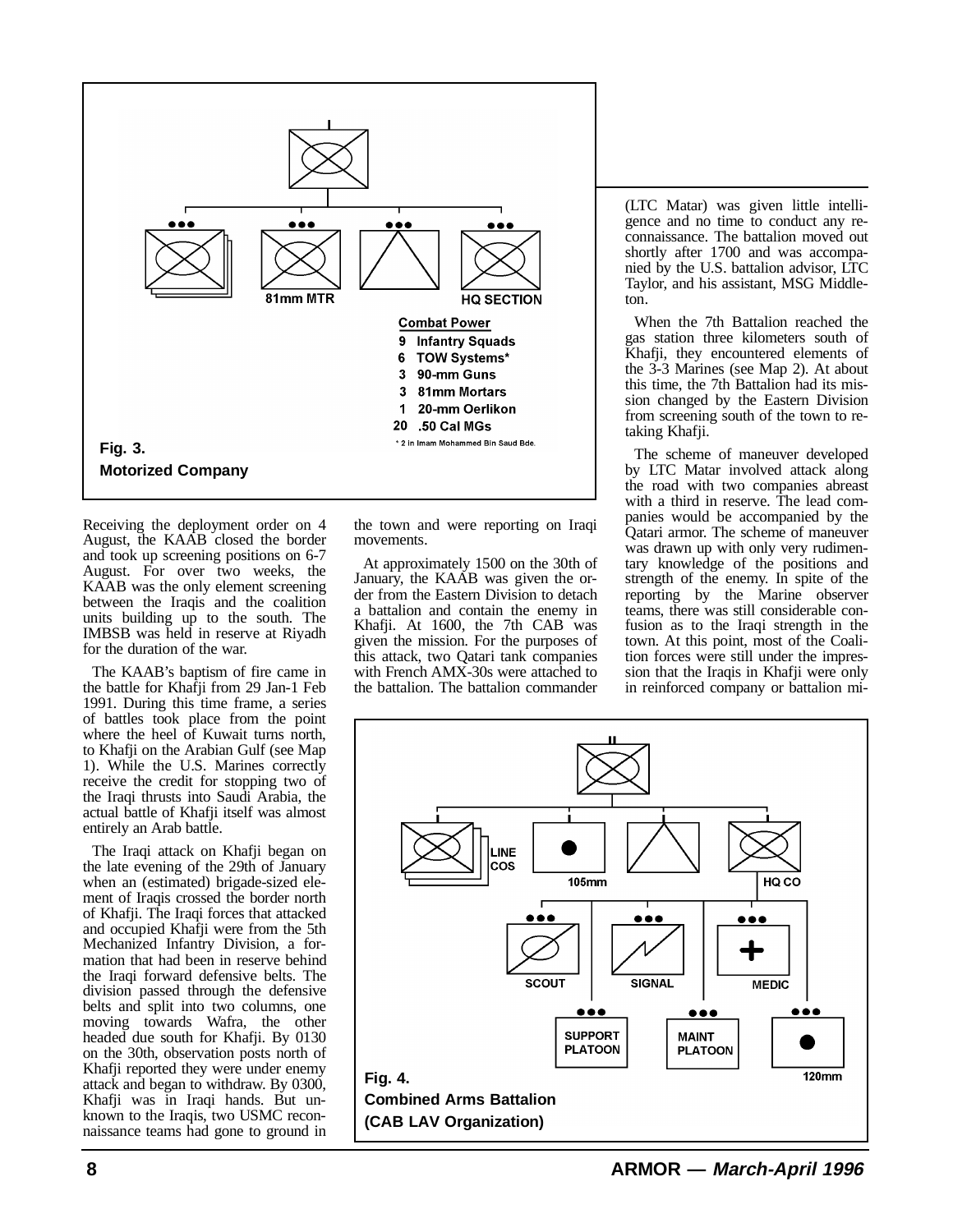**Combat Power**

- 9 Infantry Squads
- 6 TOW Systems*
- 3 90-mm Guns
- 3 81mm Mortars
- 1 20-mm Oerlikon
- 20 .50 Cal MGs

\* 2 in Imam Mohammed Bin Saud Bde.

81mm MTR | HQ SECTION

**Fig. 3.**
**Motorized Company**

Receiving the deployment order on 4 August, the KAAB closed the border and took up screening positions on 6-7 August. For over two weeks, the KAAB was the only element screening between the Iraqis and the coalition units building up to the south. The IMBSB was held in reserve at Riyadh for the duration of the war.

The KAAB's baptism of fire came in the battle for Khafji from 29 Jan-1 Feb 1991. During this time frame, a series of battles took place from the point where the heel of Kuwait turns north, to Khafji on the Arabian Gulf (see Map 1). While the U.S. Marines correctly receive the credit for stopping two of the Iraqi thrusts into Saudi Arabia, the actual battle of Khafji itself was almost entirely an Arab battle.

The Iraqi attack on Khafji began on the late evening of the 29th of January when an (estimated) brigade-sized element of Iraqis crossed the border north of Khafji. The Iraqi forces that attacked and occupied Khafji were from the 5th Mechanized Infantry Division, a formation that had been in reserve behind the Iraqi forward defensive belts. The division passed through the defensive belts and split into two columns, one moving towards Wafra, the other headed due south for Khafji. By 0130 on the 30th, observation posts north of Khafji reported they were under enemy attack and began to withdraw. By 0300, Khafji was in Iraqi hands. But unknown to the Iraqis, two USMC reconnaissance teams had gone to ground in the town and were reporting on Iraqi movements.

At approximately 1500 on the 30th of January, the KAAB was given the order from the Eastern Division to detach a battalion and contain the enemy in Khafji. At 1600, the 7th CAB was given the mission. For the purposes of this attack, two Qatari tank companies with French AMX-30s were attached to the battalion. The battalion commander (LTC Matar) was given little intelligence and no time to conduct any reconnaissance. The battalion moved out shortly after 1700 and was accompanied by the U.S. battalion advisor, LTC Taylor, and his assistant, MSG Middleton.

When the 7th Battalion reached the gas station three kilometers south of Khafji, they encountered elements of the 3-3 Marines (see Map 2). At about this time, the 7th Battalion had its mission changed by the Eastern Division from screening south of the town to retaking Khafji.

The scheme of maneuver developed by LTC Matar involved attack along the road with two companies abreast with a third in reserve. The lead companies would be accompanied by the Qatari armor. The scheme of maneuver was drawn up with only very rudimentary knowledge of the positions and strength of the enemy. In spite of the reporting by the Marine observer teams, there was still considerable confusion as to the Iraqi strength in the town. At this point, most of the Coalition forces were still under the impression that the Iraqis in Khafji were only in reinforced company or battalion mi-

LINE COS | 105mm | HQ CO | SCOUT | SIGNAL | MEDIC | SUPPORT PLATOON | MAINT PLATOON | 120mm

**Fig. 4.**
**Combined Arms Battalion**
**(CAB LAV Organization)**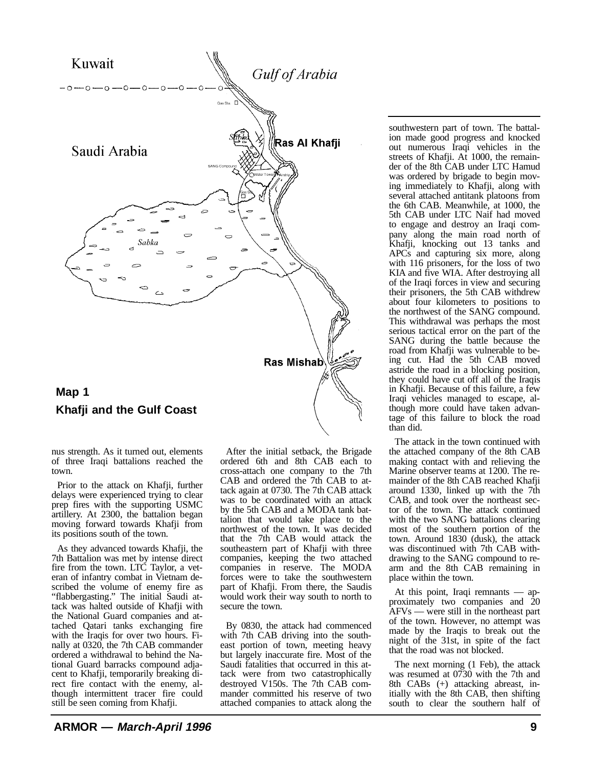**Map 1**

**Khafji and the Gulf Coast**

nus strength. As it turned out, elements of three Iraqi battalions reached the town.

Prior to the attack on Khafji, further delays were experienced trying to clear prep fires with the supporting USMC artillery. At 2300, the battalion began moving forward towards Khafji from its positions south of the town.

As they advanced towards Khafji, the 7th Battalion was met by intense direct fire from the town. LTC Taylor, a veteran of infantry combat in Vietnam described the volume of enemy fire as "flabbergasting." The initial Saudi attack was halted outside of Khafji with the National Guard companies and attached Qatari tanks exchanging fire with the Iraqis for over two hours. Finally at 0320, the 7th CAB commander ordered a withdrawal to behind the National Guard barracks compound adjacent to Khafji, temporarily breaking direct fire contact with the enemy, although intermittent tracer fire could still be seen coming from Khafji.

After the initial setback, the Brigade ordered 6th and 8th CAB each to cross-attach one company to the 7th CAB and ordered the 7th CAB to attack again at 0730. The 7th CAB attack was to be coordinated with an attack by the 5th CAB and a MODA tank battalion that would take place to the northwest of the town. It was decided that the 7th CAB would attack the southeastern part of Khafji with three companies, keeping the two attached companies in reserve. The MODA forces were to take the southwestern part of Khafji. From there, the Saudis would work their way south to north to secure the town.

By 0830, the attack had commenced with 7th CAB driving into the southeast portion of town, meeting heavy but largely inaccurate fire. Most of the Saudi fatalities that occurred in this attack were from two catastrophically destroyed V150s. The 7th CAB commander committed his reserve of two attached companies to attack along the southwestern part of town. The battalion made good progress and knocked out numerous Iraqi vehicles in the streets of Khafji. At 1000, the remainder of the 8th CAB under LTC Hamud was ordered by brigade to begin moving immediately to Khafji, along with several attached antitank platoons from the 6th CAB. Meanwhile, at 1000, the 5th CAB under LTC Naif had moved to engage and destroy an Iraqi company along the main road north of Khafji, knocking out 13 tanks and APCs and capturing six more, along with 116 prisoners, for the loss of two KIA and five WIA. After destroying all of the Iraqi forces in view and securing their prisoners, the 5th CAB withdrew about four kilometers to positions to the northwest of the SANG compound. This withdrawal was perhaps the most serious tactical error on the part of the SANG during the battle because the road from Khafji was vulnerable to being cut. Had the 5th CAB moved astride the road in a blocking position, they could have cut off all of the Iraqis in Khafji. Because of this failure, a few Iraqi vehicles managed to escape, although more could have taken advantage of this failure to block the road than did.

The attack in the town continued with the attached company of the 8th CAB making contact with and relieving the Marine observer teams at 1200. The remainder of the 8th CAB reached Khafji around 1330, linked up with the 7th CAB, and took over the northeast sector of the town. The attack continued with the two SANG battalions clearing most of the southern portion of the town. Around 1830 (dusk), the attack was discontinued with 7th CAB withdrawing to the SANG compound to rearm and the 8th CAB remaining in place within the town.

At this point, Iraqi remnants — approximately two companies and 20 AFVs — were still in the northeast part of the town. However, no attempt was made by the Iraqis to break out the night of the 31st, in spite of the fact that the road was not blocked.

The next morning (1 Feb), the attack was resumed at 0730 with the 7th and 8th CABs (+) attacking abreast, initially with the 8th CAB, then shifting south to clear the southern half of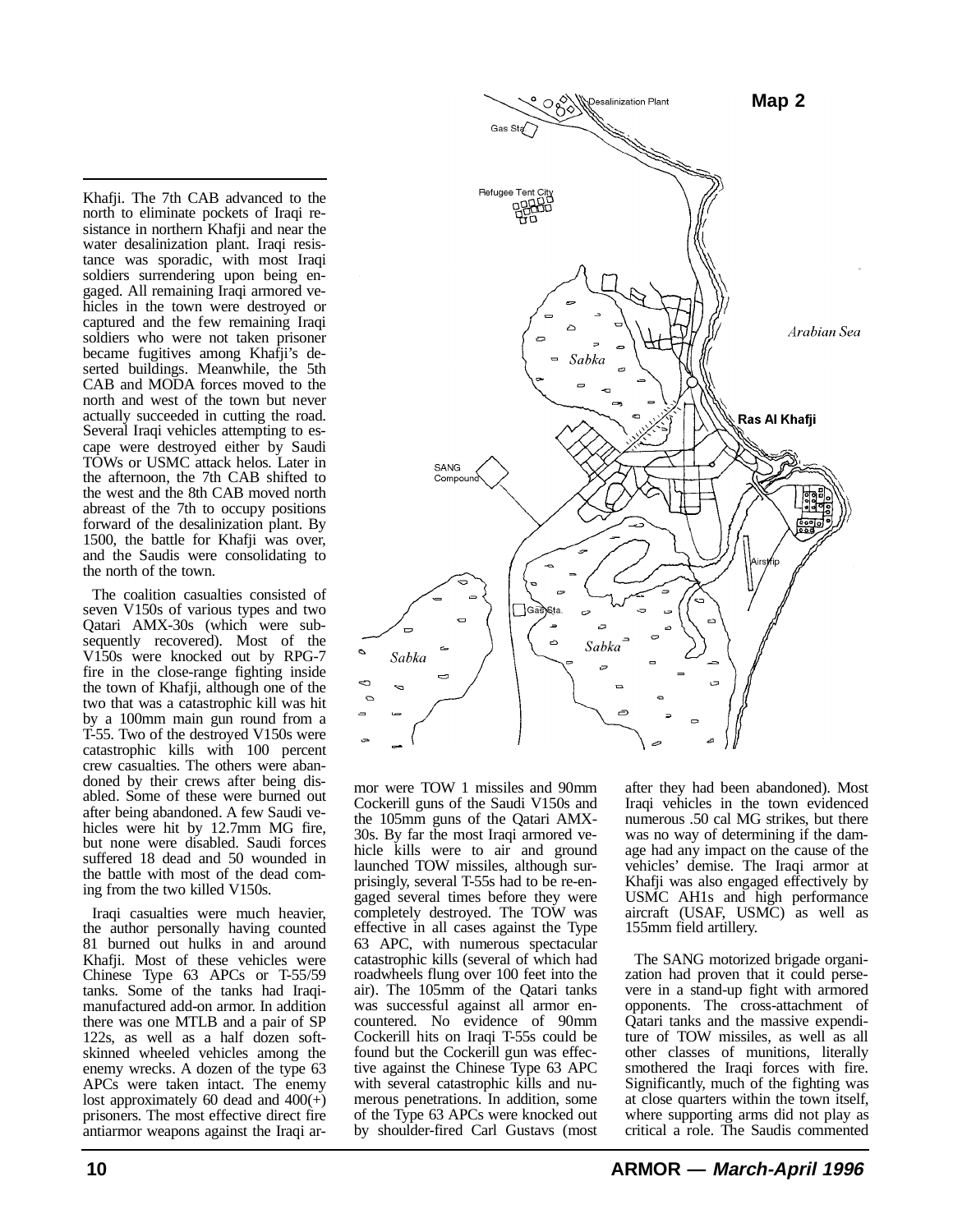Khafji. The 7th CAB advanced to the north to eliminate pockets of Iraqi resistance in northern Khafji and near the water desalinization plant. Iraqi resistance was sporadic, with most Iraqi soldiers surrendering upon being engaged. All remaining Iraqi armored vehicles in the town were destroyed or captured and the few remaining Iraqi soldiers who were not taken prisoner became fugitives among Khafji's deserted buildings. Meanwhile, the 5th CAB and MODA forces moved to the north and west of the town but never actually succeeded in cutting the road. Several Iraqi vehicles attempting to escape were destroyed either by Saudi TOWs or USMC attack helos. Later in the afternoon, the 7th CAB shifted to the west and the 8th CAB moved north abreast of the 7th to occupy positions forward of the desalinization plant. By 1500, the battle for Khafji was over, and the Saudis were consolidating to the north of the town.

The coalition casualties consisted of seven V150s of various types and two Qatari AMX-30s (which were subsequently recovered). Most of the V150s were knocked out by RPG-7 fire in the close-range fighting inside the town of Khafji, although one of the two that was a catastrophic kill was hit by a 100mm main gun round from a T-55. Two of the destroyed V150s were catastrophic kills with 100 percent crew casualties. The others were abandoned by their crews after being disabled. Some of these were burned out after being abandoned. A few Saudi vehicles were hit by 12.7mm MG fire, but none were disabled. Saudi forces suffered 18 dead and 50 wounded in the battle with most of the dead coming from the two killed V150s.

Iraqi casualties were much heavier, the author personally having counted 81 burned out hulks in and around Khafji. Most of these vehicles were Chinese Type 63 APCs or T-55/59 tanks. Some of the tanks had Iraqi-manufactured add-on armor. In addition there was one MTLB and a pair of SP 122s, as well as a half dozen soft-skinned wheeled vehicles among the enemy wrecks. A dozen of the type 63 APCs were taken intact. The enemy lost approximately 60 dead and 400(+) prisoners. The most effective direct fire antiarmor weapons against the Iraqi armor were TOW 1 missiles and 90mm Cockerill guns of the Saudi V150s and the 105mm guns of the Qatari AMX-30s. By far the most Iraqi armored vehicle kills were to air and ground launched TOW missiles, although surprisingly, several T-55s had to be re-engaged several times before they were completely destroyed. The TOW was effective in all cases against the Type 63 APC, with numerous spectacular catastrophic kills (several of which had roadwheels flung over 100 feet into the air). The 105mm of the Qatari tanks was successful against all armor encountered. No evidence of 90mm Cockerill hits on Iraqi T-55s could be found but the Cockerill gun was effective against the Chinese Type 63 APC with several catastrophic kills and numerous penetrations. In addition, some of the Type 63 APCs were knocked out by shoulder-fired Carl Gustavs (most after they had been abandoned). Most Iraqi vehicles in the town evidenced numerous .50 cal MG strikes, but there was no way of determining if the damage had any impact on the cause of the vehicles' demise. The Iraqi armor at Khafji was also engaged effectively by USMC AH1s and high performance aircraft (USAF, USMC) as well as 155mm field artillery.

The SANG motorized brigade organization had proven that it could persevere in a stand-up fight with armored opponents. The cross-attachment of Qatari tanks and the massive expenditure of TOW missiles, as well as all other classes of munitions, literally smothered the Iraqi forces with fire. Significantly, much of the fighting was at close quarters within the town itself, where supporting arms did not play as critical a role. The Saudis commented

**Map 2**

Desalinization Plant · Gas Sta · Refugee Tent City · Sabka · Arabian Sea · Ras Al Khafji · SANG Compound · Airstrip · Gas Sta. · Sabka · Sabka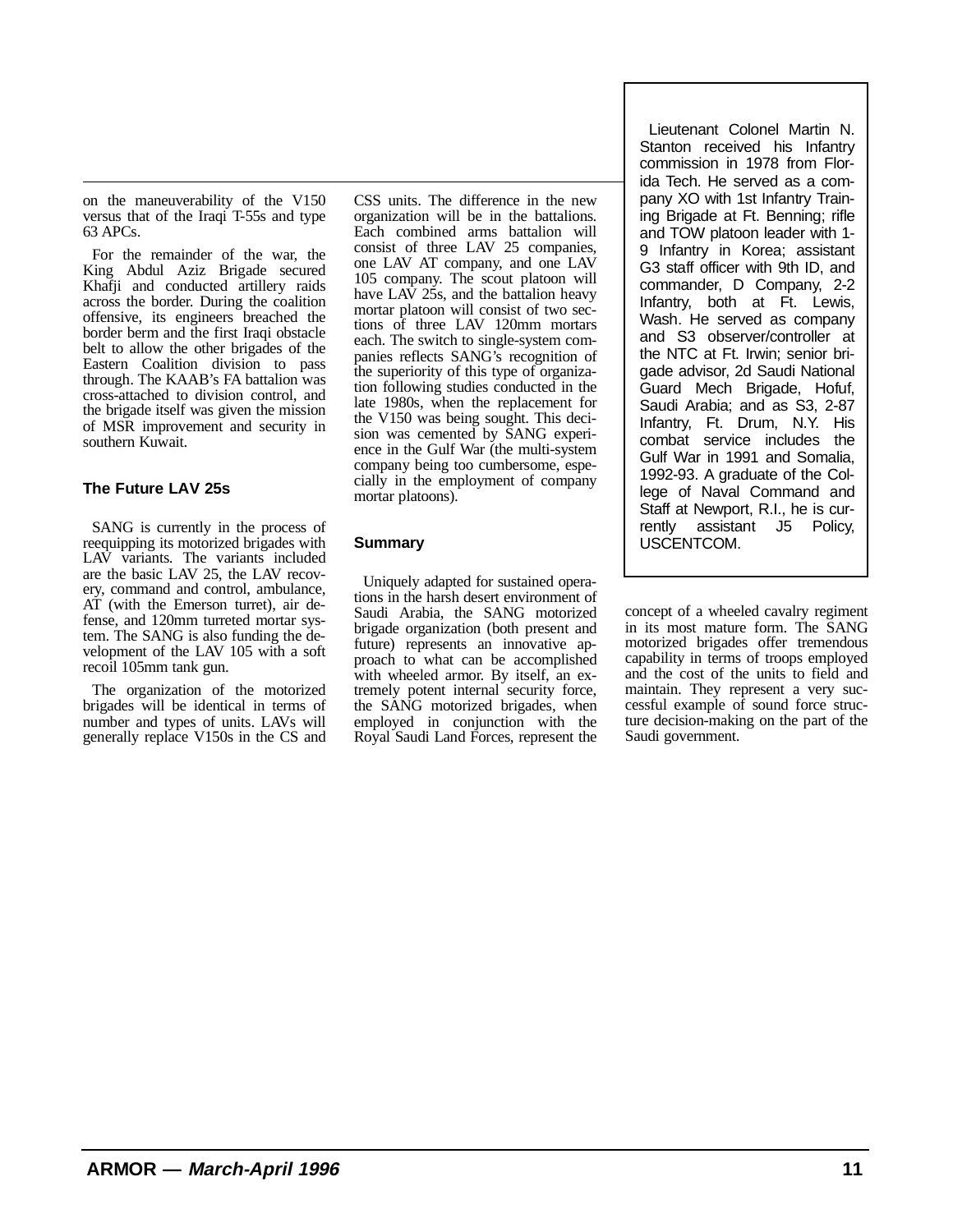on the maneuverability of the V150 versus that of the Iraqi T-55s and type 63 APCs.

For the remainder of the war, the King Abdul Aziz Brigade secured Khafji and conducted artillery raids across the border. During the coalition offensive, its engineers breached the border berm and the first Iraqi obstacle belt to allow the other brigades of the Eastern Coalition division to pass through. The KAAB's FA battalion was cross-attached to division control, and the brigade itself was given the mission of MSR improvement and security in southern Kuwait.

### The Future LAV 25s

SANG is currently in the process of reequipping its motorized brigades with LAV variants. The variants included are the basic LAV 25, the LAV recovery, command and control, ambulance, AT (with the Emerson turret), air defense, and 120mm turreted mortar system. The SANG is also funding the development of the LAV 105 with a soft recoil 105mm tank gun.

The organization of the motorized brigades will be identical in terms of number and types of units. LAVs will generally replace V150s in the CS and CSS units. The difference in the new organization will be in the battalions. Each combined arms battalion will consist of three LAV 25 companies, one LAV AT company, and one LAV 105 company. The scout platoon will have LAV 25s, and the battalion heavy mortar platoon will consist of two sections of three LAV 120mm mortars each. The switch to single-system companies reflects SANG's recognition of the superiority of this type of organization following studies conducted in the late 1980s, when the replacement for the V150 was being sought. This decision was cemented by SANG experience in the Gulf War (the multi-system company being too cumbersome, especially in the employment of company mortar platoons).

### Summary

Uniquely adapted for sustained operations in the harsh desert environment of Saudi Arabia, the SANG motorized brigade organization (both present and future) represents an innovative approach to what can be accomplished with wheeled armor. By itself, an extremely potent internal security force, the SANG motorized brigades, when employed in conjunction with the Royal Saudi Land Forces, represent the concept of a wheeled cavalry regiment in its most mature form. The SANG motorized brigades offer tremendous capability in terms of troops employed and the cost of the units to field and maintain. They represent a very successful example of sound force structure decision-making on the part of the Saudi government.

---

Lieutenant Colonel Martin N. Stanton received his Infantry commission in 1978 from Florida Tech. He served as a company XO with 1st Infantry Training Brigade at Ft. Benning; rifle and TOW platoon leader with 1-9 Infantry in Korea; assistant G3 staff officer with 9th ID, and commander, D Company, 2-2 Infantry, both at Ft. Lewis, Wash. He served as company and S3 observer/controller at the NTC at Ft. Irwin; senior brigade advisor, 2d Saudi National Guard Mech Brigade, Hofuf, Saudi Arabia; and as S3, 2-87 Infantry, Ft. Drum, N.Y. His combat service includes the Gulf War in 1991 and Somalia, 1992-93. A graduate of the College of Naval Command and Staff at Newport, R.I., he is currently assistant J5 Policy, USCENTCOM.